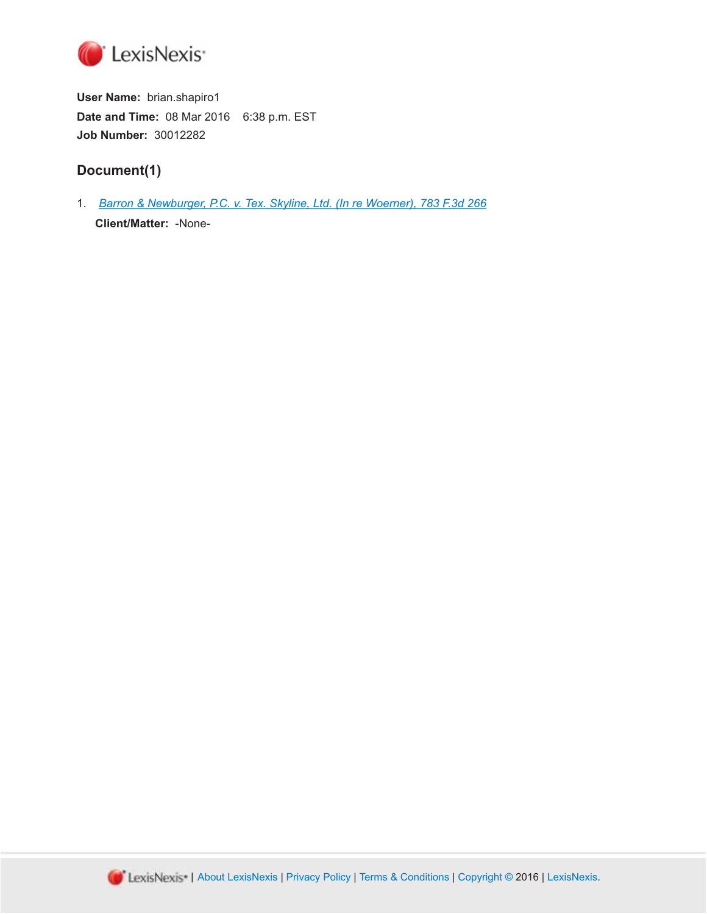LexisNexis®

**User Name:** brian.shapiro1

**Date and Time:** 08 Mar 2016 6:38 p.m. EST

**Job Number:** 30012282

## Document(1)

1. *Barron & Newburger, P.C. v. Tex. Skyline, Ltd. (In re Woerner), 783 F.3d 266*

   **Client/Matter:** -None-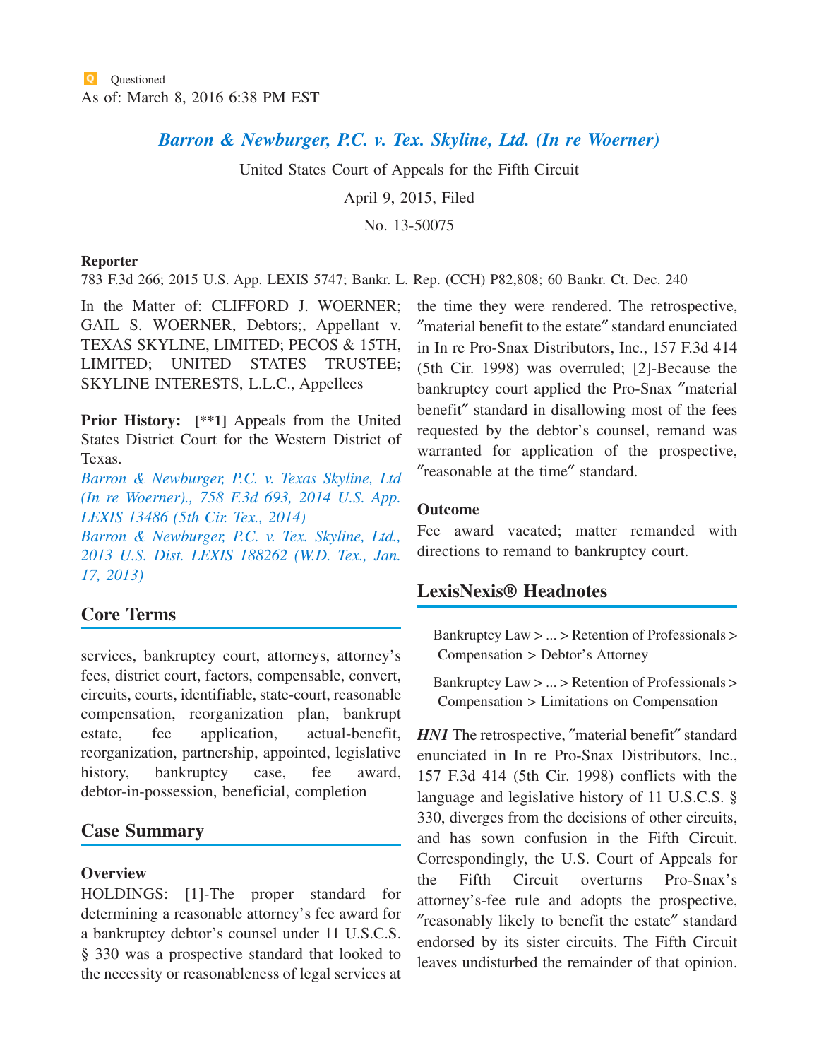Questioned

As of: March 8, 2016 6:38 PM EST

# Barron & Newburger, P.C. v. Tex. Skyline, Ltd. (In re Woerner)

United States Court of Appeals for the Fifth Circuit

April 9, 2015, Filed

No. 13-50075

**Reporter**

783 F.3d 266; 2015 U.S. App. LEXIS 5747; Bankr. L. Rep. (CCH) P82,808; 60 Bankr. Ct. Dec. 240

In the Matter of: CLIFFORD J. WOERNER; GAIL S. WOERNER, Debtors;, Appellant v. TEXAS SKYLINE, LIMITED; PECOS & 15TH, LIMITED; UNITED STATES TRUSTEE; SKYLINE INTERESTS, L.L.C., Appellees

**Prior History:** **[\*\*1]** Appeals from the United States District Court for the Western District of Texas.

*Barron & Newburger, P.C. v. Texas Skyline, Ltd (In re Woerner)., 758 F.3d 693, 2014 U.S. App. LEXIS 13486 (5th Cir. Tex., 2014)*

*Barron & Newburger, P.C. v. Tex. Skyline, Ltd., 2013 U.S. Dist. LEXIS 188262 (W.D. Tex., Jan. 17, 2013)*

## Core Terms

services, bankruptcy court, attorneys, attorney's fees, district court, factors, compensable, convert, circuits, courts, identifiable, state-court, reasonable compensation, reorganization plan, bankrupt estate, fee application, actual-benefit, reorganization, partnership, appointed, legislative history, bankruptcy case, fee award, debtor-in-possession, beneficial, completion

## Case Summary

**Overview**

HOLDINGS: [1]-The proper standard for determining a reasonable attorney's fee award for a bankruptcy debtor's counsel under 11 U.S.C.S. § 330 was a prospective standard that looked to the necessity or reasonableness of legal services at the time they were rendered. The retrospective, "material benefit to the estate" standard enunciated in In re Pro-Snax Distributors, Inc., 157 F.3d 414 (5th Cir. 1998) was overruled; [2]-Because the bankruptcy court applied the Pro-Snax "material benefit" standard in disallowing most of the fees requested by the debtor's counsel, remand was warranted for application of the prospective, "reasonable at the time" standard.

**Outcome**

Fee award vacated; matter remanded with directions to remand to bankruptcy court.

## LexisNexis® Headnotes

Bankruptcy Law > ... > Retention of Professionals > Compensation > Debtor's Attorney

Bankruptcy Law > ... > Retention of Professionals > Compensation > Limitations on Compensation

***HN1*** The retrospective, "material benefit" standard enunciated in In re Pro-Snax Distributors, Inc., 157 F.3d 414 (5th Cir. 1998) conflicts with the language and legislative history of 11 U.S.C.S. § 330, diverges from the decisions of other circuits, and has sown confusion in the Fifth Circuit. Correspondingly, the U.S. Court of Appeals for the Fifth Circuit overturns Pro-Snax's attorney's-fee rule and adopts the prospective, "reasonably likely to benefit the estate" standard endorsed by its sister circuits. The Fifth Circuit leaves undisturbed the remainder of that opinion.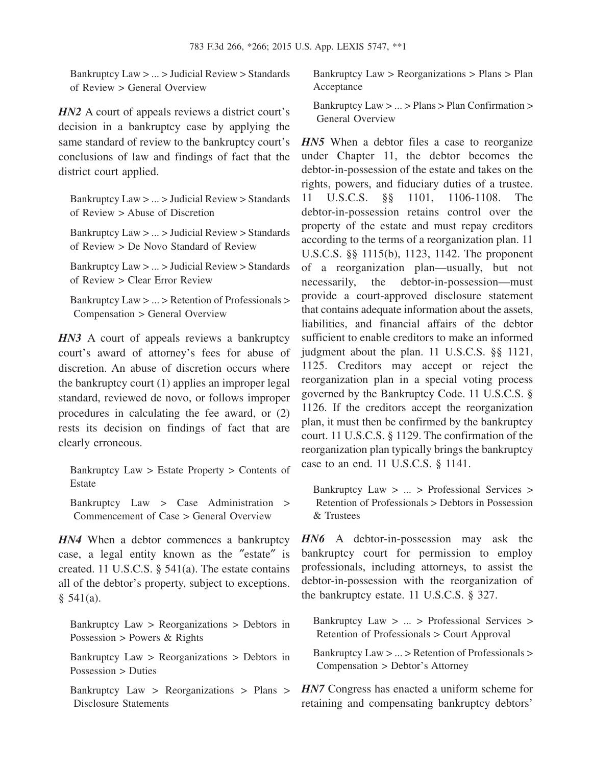Bankruptcy Law > ... > Judicial Review > Standards of Review > General Overview

***HN2*** A court of appeals reviews a district court's decision in a bankruptcy case by applying the same standard of review to the bankruptcy court's conclusions of law and findings of fact that the district court applied.

Bankruptcy Law > ... > Judicial Review > Standards of Review > Abuse of Discretion

Bankruptcy Law > ... > Judicial Review > Standards of Review > De Novo Standard of Review

Bankruptcy Law > ... > Judicial Review > Standards of Review > Clear Error Review

Bankruptcy Law > ... > Retention of Professionals > Compensation > General Overview

***HN3*** A court of appeals reviews a bankruptcy court's award of attorney's fees for abuse of discretion. An abuse of discretion occurs where the bankruptcy court (1) applies an improper legal standard, reviewed de novo, or follows improper procedures in calculating the fee award, or (2) rests its decision on findings of fact that are clearly erroneous.

Bankruptcy Law > Estate Property > Contents of Estate

Bankruptcy Law > Case Administration > Commencement of Case > General Overview

***HN4*** When a debtor commences a bankruptcy case, a legal entity known as the "estate" is created. 11 U.S.C.S. § 541(a). The estate contains all of the debtor's property, subject to exceptions. § 541(a).

Bankruptcy Law > Reorganizations > Debtors in Possession > Powers & Rights

Bankruptcy Law > Reorganizations > Debtors in Possession > Duties

Bankruptcy Law > Reorganizations > Plans > Disclosure Statements

Bankruptcy Law > Reorganizations > Plans > Plan Acceptance

Bankruptcy Law > ... > Plans > Plan Confirmation > General Overview

***HN5*** When a debtor files a case to reorganize under Chapter 11, the debtor becomes the debtor-in-possession of the estate and takes on the rights, powers, and fiduciary duties of a trustee. 11 U.S.C.S. §§ 1101, 1106-1108. The debtor-in-possession retains control over the property of the estate and must repay creditors according to the terms of a reorganization plan. 11 U.S.C.S. §§ 1115(b), 1123, 1142. The proponent of a reorganization plan—usually, but not necessarily, the debtor-in-possession—must provide a court-approved disclosure statement that contains adequate information about the assets, liabilities, and financial affairs of the debtor sufficient to enable creditors to make an informed judgment about the plan. 11 U.S.C.S. §§ 1121, 1125. Creditors may accept or reject the reorganization plan in a special voting process governed by the Bankruptcy Code. 11 U.S.C.S. § 1126. If the creditors accept the reorganization plan, it must then be confirmed by the bankruptcy court. 11 U.S.C.S. § 1129. The confirmation of the reorganization plan typically brings the bankruptcy case to an end. 11 U.S.C.S. § 1141.

Bankruptcy Law > ... > Professional Services > Retention of Professionals > Debtors in Possession & Trustees

***HN6*** A debtor-in-possession may ask the bankruptcy court for permission to employ professionals, including attorneys, to assist the debtor-in-possession with the reorganization of the bankruptcy estate. 11 U.S.C.S. § 327.

Bankruptcy Law > ... > Professional Services > Retention of Professionals > Court Approval

Bankruptcy Law > ... > Retention of Professionals > Compensation > Debtor's Attorney

***HN7*** Congress has enacted a uniform scheme for retaining and compensating bankruptcy debtors'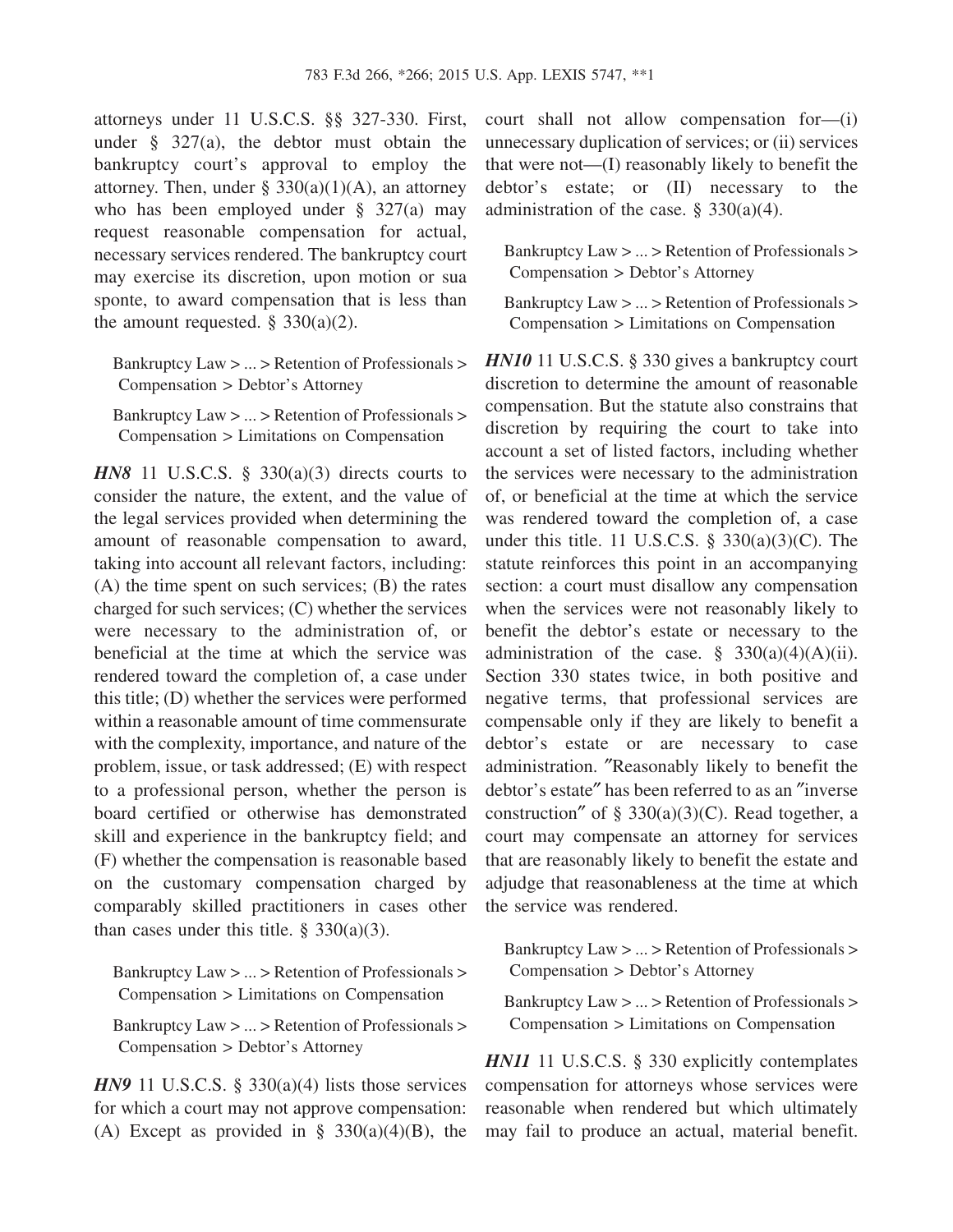attorneys under 11 U.S.C.S. §§ 327-330. First, under § 327(a), the debtor must obtain the bankruptcy court's approval to employ the attorney. Then, under § 330(a)(1)(A), an attorney who has been employed under § 327(a) may request reasonable compensation for actual, necessary services rendered. The bankruptcy court may exercise its discretion, upon motion or sua sponte, to award compensation that is less than the amount requested. § 330(a)(2).

Bankruptcy Law > ... > Retention of Professionals > Compensation > Debtor's Attorney

Bankruptcy Law > ... > Retention of Professionals > Compensation > Limitations on Compensation

***HN8*** 11 U.S.C.S. § 330(a)(3) directs courts to consider the nature, the extent, and the value of the legal services provided when determining the amount of reasonable compensation to award, taking into account all relevant factors, including: (A) the time spent on such services; (B) the rates charged for such services; (C) whether the services were necessary to the administration of, or beneficial at the time at which the service was rendered toward the completion of, a case under this title; (D) whether the services were performed within a reasonable amount of time commensurate with the complexity, importance, and nature of the problem, issue, or task addressed; (E) with respect to a professional person, whether the person is board certified or otherwise has demonstrated skill and experience in the bankruptcy field; and (F) whether the compensation is reasonable based on the customary compensation charged by comparably skilled practitioners in cases other than cases under this title. § 330(a)(3).

Bankruptcy Law > ... > Retention of Professionals > Compensation > Limitations on Compensation

Bankruptcy Law > ... > Retention of Professionals > Compensation > Debtor's Attorney

***HN9*** 11 U.S.C.S. § 330(a)(4) lists those services for which a court may not approve compensation: (A) Except as provided in § 330(a)(4)(B), the court shall not allow compensation for—(i) unnecessary duplication of services; or (ii) services that were not—(I) reasonably likely to benefit the debtor's estate; or (II) necessary to the administration of the case. § 330(a)(4).

Bankruptcy Law > ... > Retention of Professionals > Compensation > Debtor's Attorney

Bankruptcy Law > ... > Retention of Professionals > Compensation > Limitations on Compensation

***HN10*** 11 U.S.C.S. § 330 gives a bankruptcy court discretion to determine the amount of reasonable compensation. But the statute also constrains that discretion by requiring the court to take into account a set of listed factors, including whether the services were necessary to the administration of, or beneficial at the time at which the service was rendered toward the completion of, a case under this title. 11 U.S.C.S. § 330(a)(3)(C). The statute reinforces this point in an accompanying section: a court must disallow any compensation when the services were not reasonably likely to benefit the debtor's estate or necessary to the administration of the case. § 330(a)(4)(A)(ii). Section 330 states twice, in both positive and negative terms, that professional services are compensable only if they are likely to benefit a debtor's estate or are necessary to case administration. "Reasonably likely to benefit the debtor's estate" has been referred to as an "inverse construction" of § 330(a)(3)(C). Read together, a court may compensate an attorney for services that are reasonably likely to benefit the estate and adjudge that reasonableness at the time at which the service was rendered.

Bankruptcy Law > ... > Retention of Professionals > Compensation > Debtor's Attorney

Bankruptcy Law > ... > Retention of Professionals > Compensation > Limitations on Compensation

***HN11*** 11 U.S.C.S. § 330 explicitly contemplates compensation for attorneys whose services were reasonable when rendered but which ultimately may fail to produce an actual, material benefit.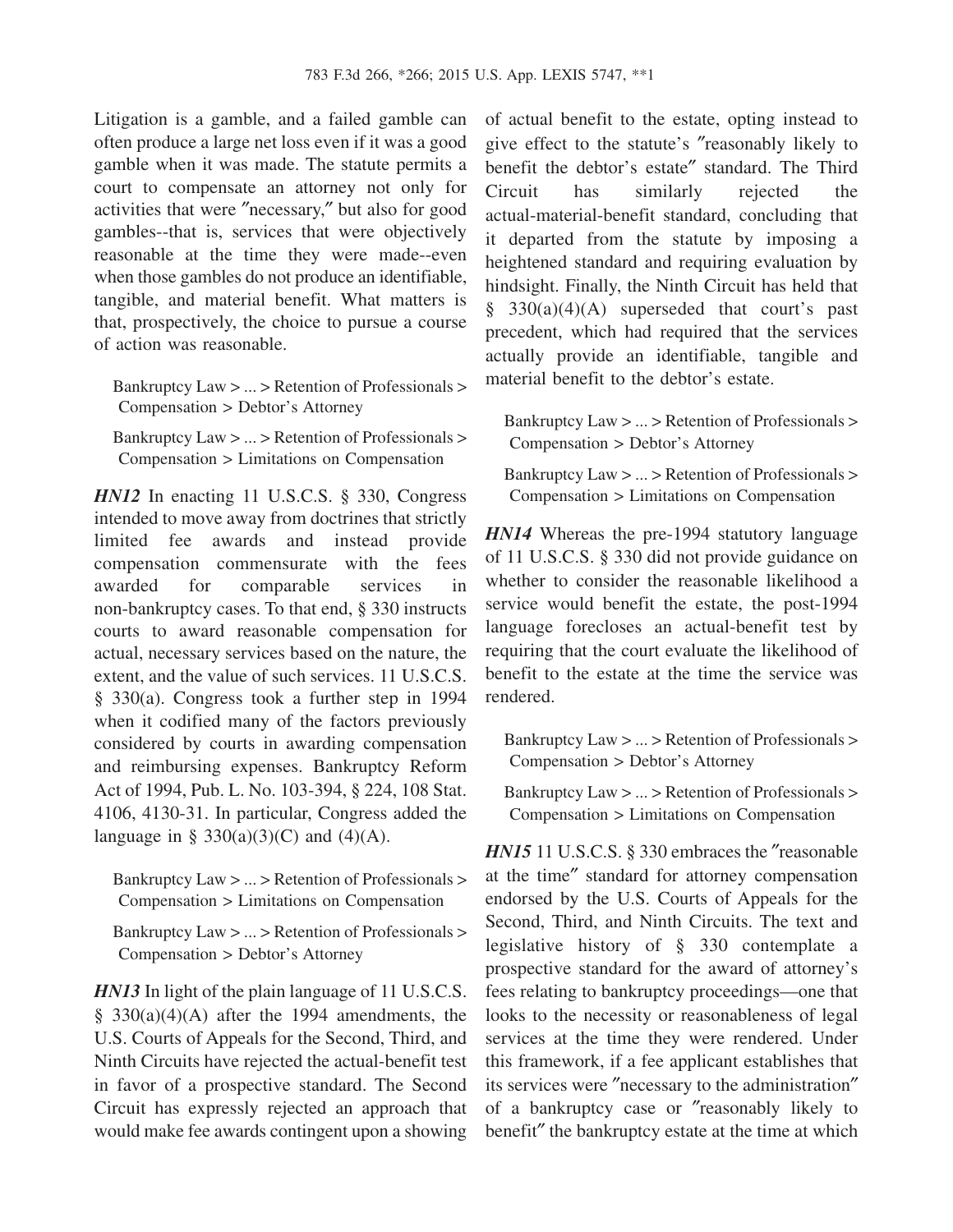Litigation is a gamble, and a failed gamble can often produce a large net loss even if it was a good gamble when it was made. The statute permits a court to compensate an attorney not only for activities that were ″necessary,″ but also for good gambles--that is, services that were objectively reasonable at the time they were made--even when those gambles do not produce an identifiable, tangible, and material benefit. What matters is that, prospectively, the choice to pursue a course of action was reasonable.

Bankruptcy Law > ... > Retention of Professionals > Compensation > Debtor's Attorney

Bankruptcy Law > ... > Retention of Professionals > Compensation > Limitations on Compensation

***HN12*** In enacting 11 U.S.C.S. § 330, Congress intended to move away from doctrines that strictly limited fee awards and instead provide compensation commensurate with the fees awarded for comparable services in non-bankruptcy cases. To that end, § 330 instructs courts to award reasonable compensation for actual, necessary services based on the nature, the extent, and the value of such services. 11 U.S.C.S. § 330(a). Congress took a further step in 1994 when it codified many of the factors previously considered by courts in awarding compensation and reimbursing expenses. Bankruptcy Reform Act of 1994, Pub. L. No. 103-394, § 224, 108 Stat. 4106, 4130-31. In particular, Congress added the language in § 330(a)(3)(C) and (4)(A).

Bankruptcy Law > ... > Retention of Professionals > Compensation > Limitations on Compensation

Bankruptcy Law > ... > Retention of Professionals > Compensation > Debtor's Attorney

***HN13*** In light of the plain language of 11 U.S.C.S. § 330(a)(4)(A) after the 1994 amendments, the U.S. Courts of Appeals for the Second, Third, and Ninth Circuits have rejected the actual-benefit test in favor of a prospective standard. The Second Circuit has expressly rejected an approach that would make fee awards contingent upon a showing of actual benefit to the estate, opting instead to give effect to the statute's ″reasonably likely to benefit the debtor's estate″ standard. The Third Circuit has similarly rejected the actual-material-benefit standard, concluding that it departed from the statute by imposing a heightened standard and requiring evaluation by hindsight. Finally, the Ninth Circuit has held that § 330(a)(4)(A) superseded that court's past precedent, which had required that the services actually provide an identifiable, tangible and material benefit to the debtor's estate.

Bankruptcy Law > ... > Retention of Professionals > Compensation > Debtor's Attorney

Bankruptcy Law > ... > Retention of Professionals > Compensation > Limitations on Compensation

***HN14*** Whereas the pre-1994 statutory language of 11 U.S.C.S. § 330 did not provide guidance on whether to consider the reasonable likelihood a service would benefit the estate, the post-1994 language forecloses an actual-benefit test by requiring that the court evaluate the likelihood of benefit to the estate at the time the service was rendered.

Bankruptcy Law > ... > Retention of Professionals > Compensation > Debtor's Attorney

Bankruptcy Law > ... > Retention of Professionals > Compensation > Limitations on Compensation

***HN15*** 11 U.S.C.S. § 330 embraces the ″reasonable at the time″ standard for attorney compensation endorsed by the U.S. Courts of Appeals for the Second, Third, and Ninth Circuits. The text and legislative history of § 330 contemplate a prospective standard for the award of attorney's fees relating to bankruptcy proceedings—one that looks to the necessity or reasonableness of legal services at the time they were rendered. Under this framework, if a fee applicant establishes that its services were ″necessary to the administration″ of a bankruptcy case or ″reasonably likely to benefit″ the bankruptcy estate at the time at which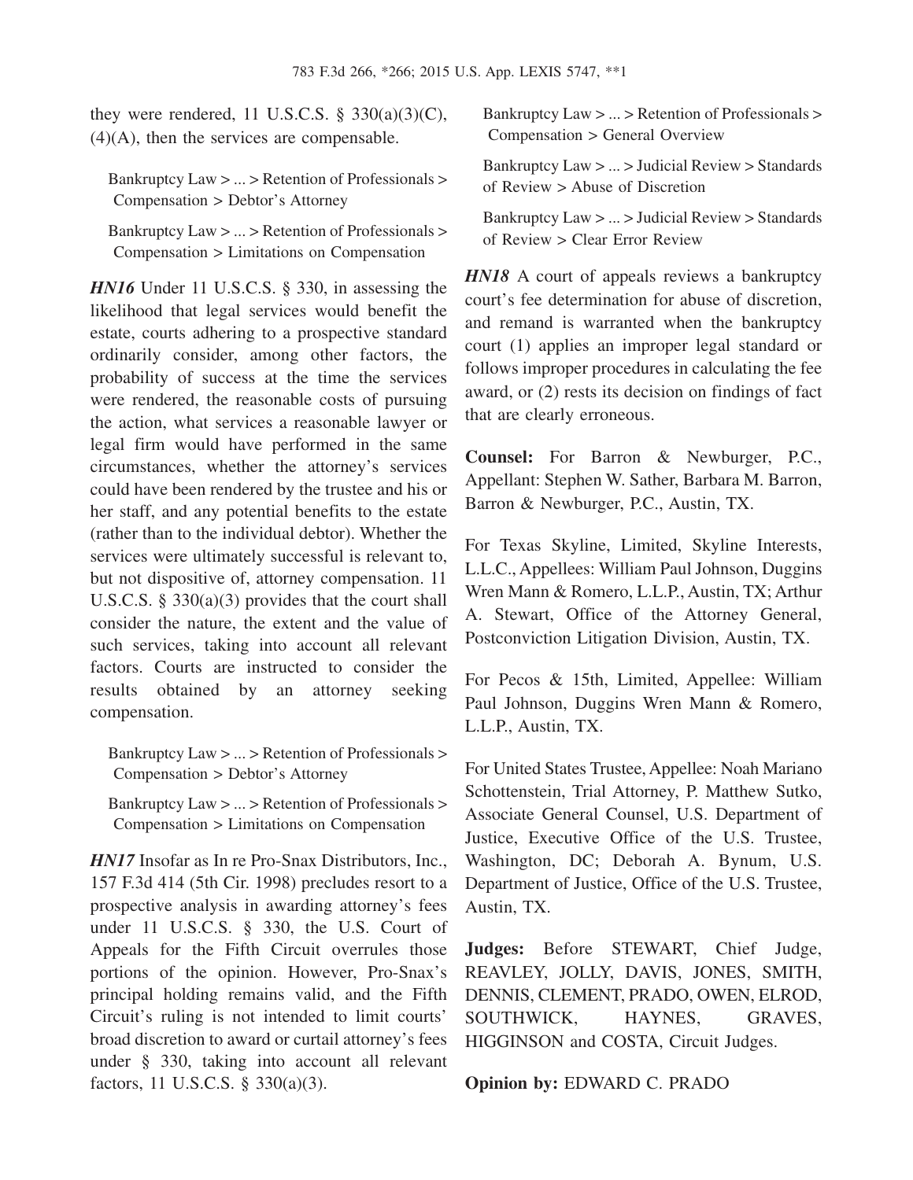they were rendered, 11 U.S.C.S. § 330(a)(3)(C), (4)(A), then the services are compensable.

Bankruptcy Law > ... > Retention of Professionals > Compensation > Debtor's Attorney

Bankruptcy Law > ... > Retention of Professionals > Compensation > Limitations on Compensation

***HN16*** Under 11 U.S.C.S. § 330, in assessing the likelihood that legal services would benefit the estate, courts adhering to a prospective standard ordinarily consider, among other factors, the probability of success at the time the services were rendered, the reasonable costs of pursuing the action, what services a reasonable lawyer or legal firm would have performed in the same circumstances, whether the attorney's services could have been rendered by the trustee and his or her staff, and any potential benefits to the estate (rather than to the individual debtor). Whether the services were ultimately successful is relevant to, but not dispositive of, attorney compensation. 11 U.S.C.S. § 330(a)(3) provides that the court shall consider the nature, the extent and the value of such services, taking into account all relevant factors. Courts are instructed to consider the results obtained by an attorney seeking compensation.

Bankruptcy Law > ... > Retention of Professionals > Compensation > Debtor's Attorney

Bankruptcy Law > ... > Retention of Professionals > Compensation > Limitations on Compensation

***HN17*** Insofar as In re Pro-Snax Distributors, Inc., 157 F.3d 414 (5th Cir. 1998) precludes resort to a prospective analysis in awarding attorney's fees under 11 U.S.C.S. § 330, the U.S. Court of Appeals for the Fifth Circuit overrules those portions of the opinion. However, Pro-Snax's principal holding remains valid, and the Fifth Circuit's ruling is not intended to limit courts' broad discretion to award or curtail attorney's fees under § 330, taking into account all relevant factors, 11 U.S.C.S. § 330(a)(3).

Bankruptcy Law > ... > Retention of Professionals > Compensation > General Overview

Bankruptcy Law > ... > Judicial Review > Standards of Review > Abuse of Discretion

Bankruptcy Law > ... > Judicial Review > Standards of Review > Clear Error Review

***HN18*** A court of appeals reviews a bankruptcy court's fee determination for abuse of discretion, and remand is warranted when the bankruptcy court (1) applies an improper legal standard or follows improper procedures in calculating the fee award, or (2) rests its decision on findings of fact that are clearly erroneous.

**Counsel:** For Barron & Newburger, P.C., Appellant: Stephen W. Sather, Barbara M. Barron, Barron & Newburger, P.C., Austin, TX.

For Texas Skyline, Limited, Skyline Interests, L.L.C., Appellees: William Paul Johnson, Duggins Wren Mann & Romero, L.L.P., Austin, TX; Arthur A. Stewart, Office of the Attorney General, Postconviction Litigation Division, Austin, TX.

For Pecos & 15th, Limited, Appellee: William Paul Johnson, Duggins Wren Mann & Romero, L.L.P., Austin, TX.

For United States Trustee, Appellee: Noah Mariano Schottenstein, Trial Attorney, P. Matthew Sutko, Associate General Counsel, U.S. Department of Justice, Executive Office of the U.S. Trustee, Washington, DC; Deborah A. Bynum, U.S. Department of Justice, Office of the U.S. Trustee, Austin, TX.

**Judges:** Before STEWART, Chief Judge, REAVLEY, JOLLY, DAVIS, JONES, SMITH, DENNIS, CLEMENT, PRADO, OWEN, ELROD, SOUTHWICK, HAYNES, GRAVES, HIGGINSON and COSTA, Circuit Judges.

**Opinion by:** EDWARD C. PRADO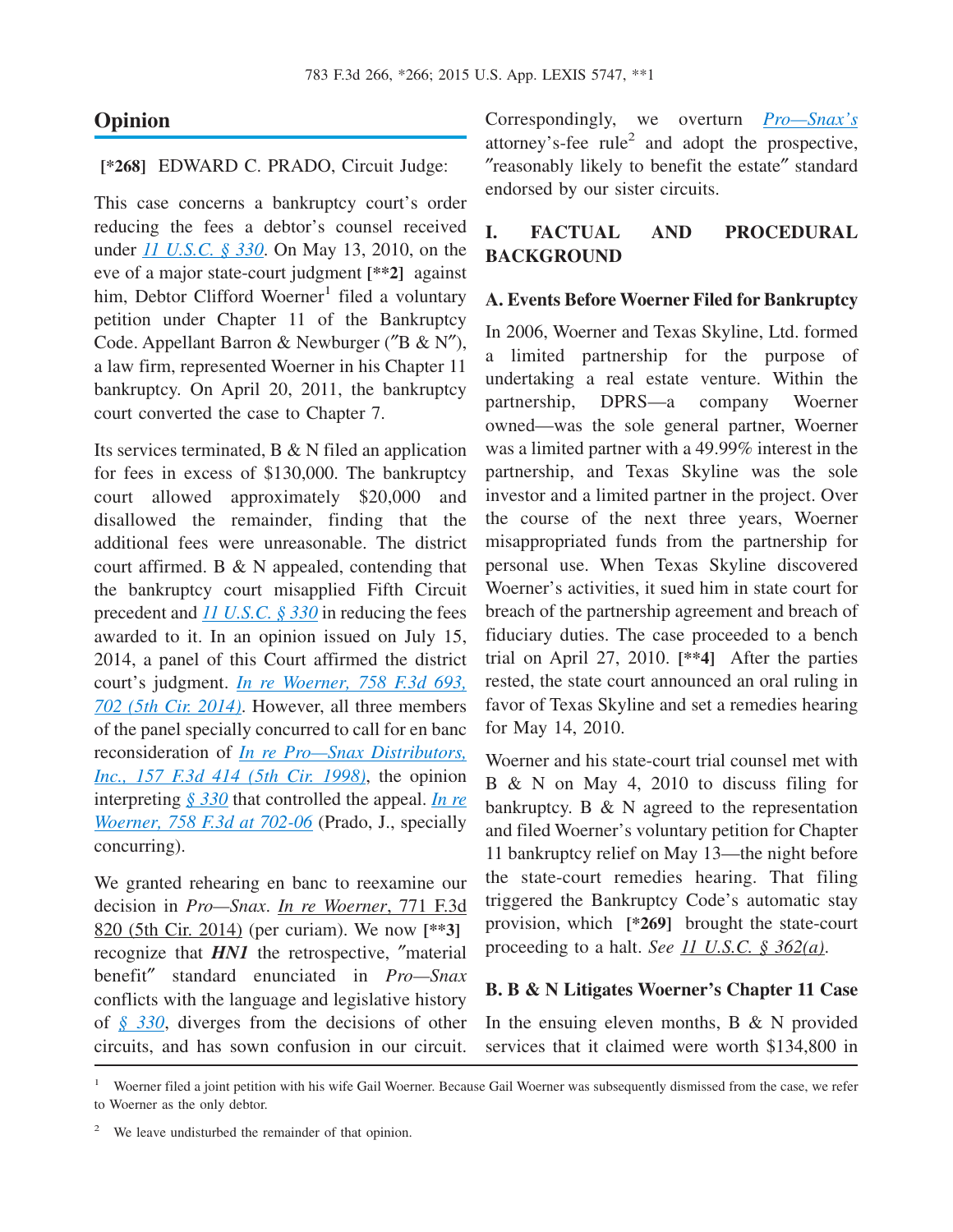## Opinion

**[*268]** EDWARD C. PRADO, Circuit Judge:

This case concerns a bankruptcy court's order reducing the fees a debtor's counsel received under *11 U.S.C. § 330*. On May 13, 2010, on the eve of a major state-court judgment **[**2]** against him, Debtor Clifford Woerner[1] filed a voluntary petition under Chapter 11 of the Bankruptcy Code. Appellant Barron & Newburger ("B & N"), a law firm, represented Woerner in his Chapter 11 bankruptcy. On April 20, 2011, the bankruptcy court converted the case to Chapter 7.

Its services terminated, B & N filed an application for fees in excess of $130,000. The bankruptcy court allowed approximately $20,000 and disallowed the remainder, finding that the additional fees were unreasonable. The district court affirmed. B & N appealed, contending that the bankruptcy court misapplied Fifth Circuit precedent and *11 U.S.C. § 330* in reducing the fees awarded to it. In an opinion issued on July 15, 2014, a panel of this Court affirmed the district court's judgment. *In re Woerner, 758 F.3d 693, 702 (5th Cir. 2014)*. However, all three members of the panel specially concurred to call for en banc reconsideration of *In re Pro—Snax Distributors, Inc., 157 F.3d 414 (5th Cir. 1998)*, the opinion interpreting *§ 330* that controlled the appeal. *In re Woerner, 758 F.3d at 702-06* (Prado, J., specially concurring).

We granted rehearing en banc to reexamine our decision in *Pro—Snax*. In re Woerner, 771 F.3d 820 (5th Cir. 2014) (per curiam). We now **[**3]** recognize that ***HN1*** the retrospective, "material benefit" standard enunciated in *Pro—Snax* conflicts with the language and legislative history of *§ 330*, diverges from the decisions of other circuits, and has sown confusion in our circuit. Correspondingly, we overturn *Pro—Snax's* attorney's-fee rule[2] and adopt the prospective, "reasonably likely to benefit the estate" standard endorsed by our sister circuits.

## I. FACTUAL AND PROCEDURAL BACKGROUND

### A. Events Before Woerner Filed for Bankruptcy

In 2006, Woerner and Texas Skyline, Ltd. formed a limited partnership for the purpose of undertaking a real estate venture. Within the partnership, DPRS—a company Woerner owned—was the sole general partner, Woerner was a limited partner with a 49.99% interest in the partnership, and Texas Skyline was the sole investor and a limited partner in the project. Over the course of the next three years, Woerner misappropriated funds from the partnership for personal use. When Texas Skyline discovered Woerner's activities, it sued him in state court for breach of the partnership agreement and breach of fiduciary duties. The case proceeded to a bench trial on April 27, 2010. **[**4]** After the parties rested, the state court announced an oral ruling in favor of Texas Skyline and set a remedies hearing for May 14, 2010.

Woerner and his state-court trial counsel met with B & N on May 4, 2010 to discuss filing for bankruptcy. B & N agreed to the representation and filed Woerner's voluntary petition for Chapter 11 bankruptcy relief on May 13—the night before the state-court remedies hearing. That filing triggered the Bankruptcy Code's automatic stay provision, which **[*269]** brought the state-court proceeding to a halt. *See* 11 U.S.C. § 362(a).

### B. B & N Litigates Woerner's Chapter 11 Case

In the ensuing eleven months, B & N provided services that it claimed were worth $134,800 in

---

[1] Woerner filed a joint petition with his wife Gail Woerner. Because Gail Woerner was subsequently dismissed from the case, we refer to Woerner as the only debtor.

[2] We leave undisturbed the remainder of that opinion.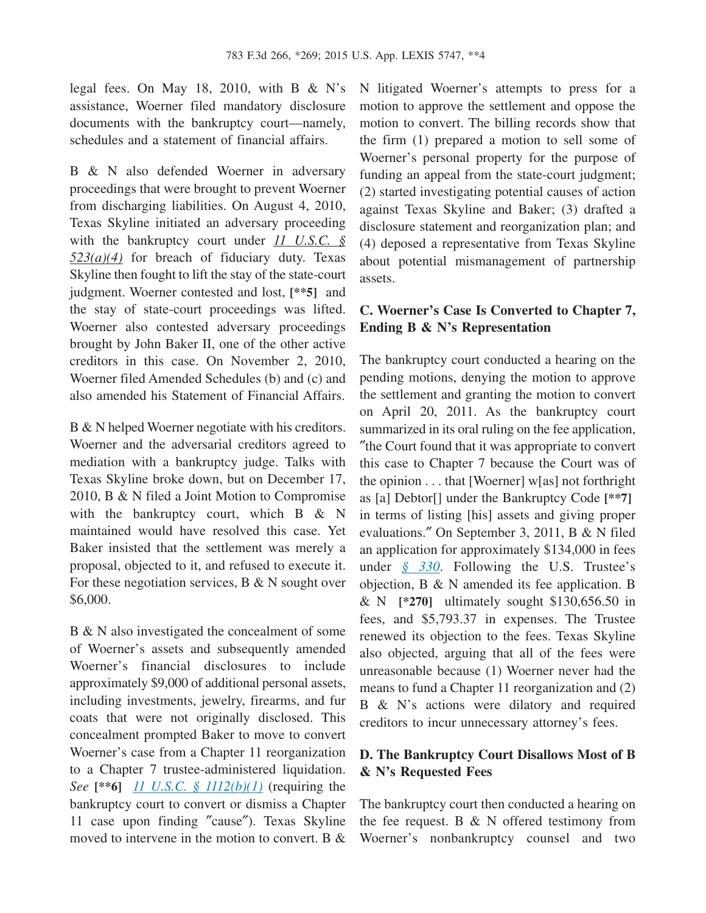legal fees. On May 18, 2010, with B & N's assistance, Woerner filed mandatory disclosure documents with the bankruptcy court—namely, schedules and a statement of financial affairs.

B & N also defended Woerner in adversary proceedings that were brought to prevent Woerner from discharging liabilities. On August 4, 2010, Texas Skyline initiated an adversary proceeding with the bankruptcy court under 11 U.S.C. § 523(a)(4) for breach of fiduciary duty. Texas Skyline then fought to lift the stay of the state-court judgment. Woerner contested and lost, **[\*\*5]** and the stay of state-court proceedings was lifted. Woerner also contested adversary proceedings brought by John Baker II, one of the other active creditors in this case. On November 2, 2010, Woerner filed Amended Schedules (b) and (c) and also amended his Statement of Financial Affairs.

B & N helped Woerner negotiate with his creditors. Woerner and the adversarial creditors agreed to mediation with a bankruptcy judge. Talks with Texas Skyline broke down, but on December 17, 2010, B & N filed a Joint Motion to Compromise with the bankruptcy court, which B & N maintained would have resolved this case. Yet Baker insisted that the settlement was merely a proposal, objected to it, and refused to execute it. For these negotiation services, B & N sought over $6,000.

B & N also investigated the concealment of some of Woerner's assets and subsequently amended Woerner's financial disclosures to include approximately $9,000 of additional personal assets, including investments, jewelry, firearms, and fur coats that were not originally disclosed. This concealment prompted Baker to move to convert Woerner's case from a Chapter 11 reorganization to a Chapter 7 trustee-administered liquidation. *See* **[\*\*6]** 11 U.S.C. § 1112(b)(1) (requiring the bankruptcy court to convert or dismiss a Chapter 11 case upon finding "cause"). Texas Skyline moved to intervene in the motion to convert. B & N litigated Woerner's attempts to press for a motion to approve the settlement and oppose the motion to convert. The billing records show that the firm (1) prepared a motion to sell some of Woerner's personal property for the purpose of funding an appeal from the state-court judgment; (2) started investigating potential causes of action against Texas Skyline and Baker; (3) drafted a disclosure statement and reorganization plan; and (4) deposed a representative from Texas Skyline about potential mismanagement of partnership assets.

### C. Woerner's Case Is Converted to Chapter 7, Ending B & N's Representation

The bankruptcy court conducted a hearing on the pending motions, denying the motion to approve the settlement and granting the motion to convert on April 20, 2011. As the bankruptcy court summarized in its oral ruling on the fee application, "the Court found that it was appropriate to convert this case to Chapter 7 because the Court was of the opinion . . . that [Woerner] w[as] not forthright as [a] Debtor[] under the Bankruptcy Code **[\*\*7]** in terms of listing [his] assets and giving proper evaluations." On September 3, 2011, B & N filed an application for approximately $134,000 in fees under § 330. Following the U.S. Trustee's objection, B & N amended its fee application. B & N **[\*270]** ultimately sought $130,656.50 in fees, and $5,793.37 in expenses. The Trustee renewed its objection to the fees. Texas Skyline also objected, arguing that all of the fees were unreasonable because (1) Woerner never had the means to fund a Chapter 11 reorganization and (2) B & N's actions were dilatory and required creditors to incur unnecessary attorney's fees.

### D. The Bankruptcy Court Disallows Most of B & N's Requested Fees

The bankruptcy court then conducted a hearing on the fee request. B & N offered testimony from Woerner's nonbankruptcy counsel and two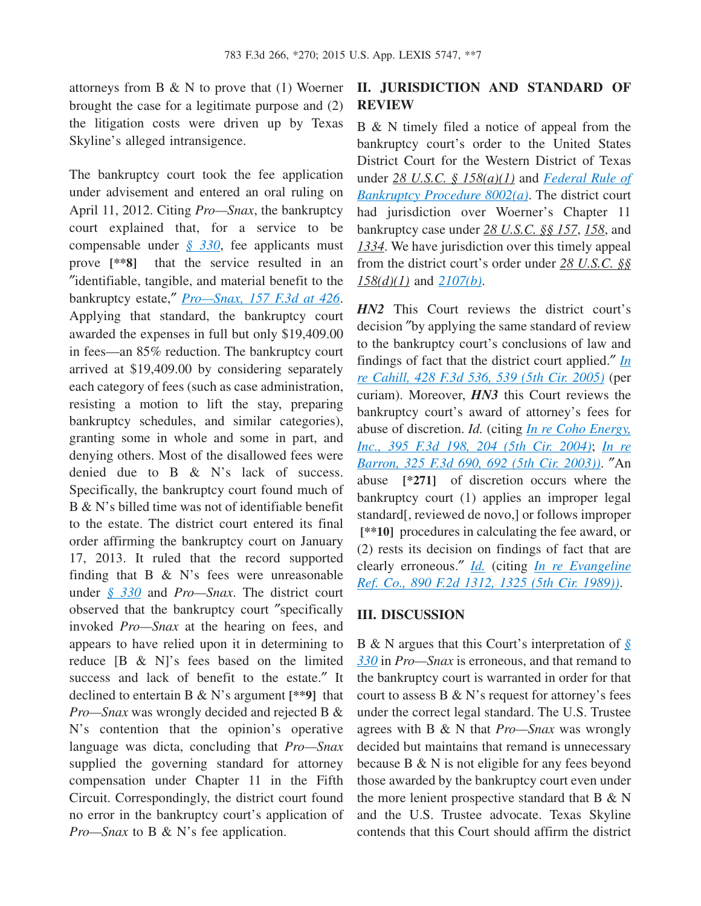attorneys from B & N to prove that (1) Woerner brought the case for a legitimate purpose and (2) the litigation costs were driven up by Texas Skyline's alleged intransigence.

The bankruptcy court took the fee application under advisement and entered an oral ruling on April 11, 2012. Citing *Pro—Snax*, the bankruptcy court explained that, for a service to be compensable under § 330, fee applicants must prove **[**8]** that the service resulted in an "identifiable, tangible, and material benefit to the bankruptcy estate," *Pro—Snax*, 157 F.3d at 426. Applying that standard, the bankruptcy court awarded the expenses in full but only $19,409.00 in fees—an 85% reduction. The bankruptcy court arrived at $19,409.00 by considering separately each category of fees (such as case administration, resisting a motion to lift the stay, preparing bankruptcy schedules, and similar categories), granting some in whole and some in part, and denying others. Most of the disallowed fees were denied due to B & N's lack of success. Specifically, the bankruptcy court found much of B & N's billed time was not of identifiable benefit to the estate. The district court entered its final order affirming the bankruptcy court on January 17, 2013. It ruled that the record supported finding that B & N's fees were unreasonable under § 330 and *Pro—Snax*. The district court observed that the bankruptcy court "specifically invoked *Pro—Snax* at the hearing on fees, and appears to have relied upon it in determining to reduce [B & N]'s fees based on the limited success and lack of benefit to the estate." It declined to entertain B & N's argument **[**9]** that *Pro—Snax* was wrongly decided and rejected B & N's contention that the opinion's operative language was dicta, concluding that *Pro—Snax* supplied the governing standard for attorney compensation under Chapter 11 in the Fifth Circuit. Correspondingly, the district court found no error in the bankruptcy court's application of *Pro—Snax* to B & N's fee application.

## II. JURISDICTION AND STANDARD OF REVIEW

B & N timely filed a notice of appeal from the bankruptcy court's order to the United States District Court for the Western District of Texas under 28 U.S.C. § 158(a)(1) and Federal Rule of Bankruptcy Procedure 8002(a). The district court had jurisdiction over Woerner's Chapter 11 bankruptcy case under 28 U.S.C. §§ 157, 158, and 1334. We have jurisdiction over this timely appeal from the district court's order under 28 U.S.C. §§ 158(d)(1) and 2107(b).

***HN2*** This Court reviews the district court's decision "by applying the same standard of review to the bankruptcy court's conclusions of law and findings of fact that the district court applied." *In re Cahill*, 428 F.3d 536, 539 (5th Cir. 2005) (per curiam). Moreover, ***HN3*** this Court reviews the bankruptcy court's award of attorney's fees for abuse of discretion. *Id.* (citing *In re Coho Energy, Inc.*, 395 F.3d 198, 204 (5th Cir. 2004); *In re Barron*, 325 F.3d 690, 692 (5th Cir. 2003)). "An abuse **[*271]** of discretion occurs where the bankruptcy court (1) applies an improper legal standard[, reviewed de novo,] or follows improper **[**10]** procedures in calculating the fee award, or (2) rests its decision on findings of fact that are clearly erroneous." *Id.* (citing *In re Evangeline Ref. Co.*, 890 F.2d 1312, 1325 (5th Cir. 1989)).

## III. DISCUSSION

B & N argues that this Court's interpretation of § 330 in *Pro—Snax* is erroneous, and that remand to the bankruptcy court is warranted in order for that court to assess B & N's request for attorney's fees under the correct legal standard. The U.S. Trustee agrees with B & N that *Pro—Snax* was wrongly decided but maintains that remand is unnecessary because B & N is not eligible for any fees beyond those awarded by the bankruptcy court even under the more lenient prospective standard that B & N and the U.S. Trustee advocate. Texas Skyline contends that this Court should affirm the district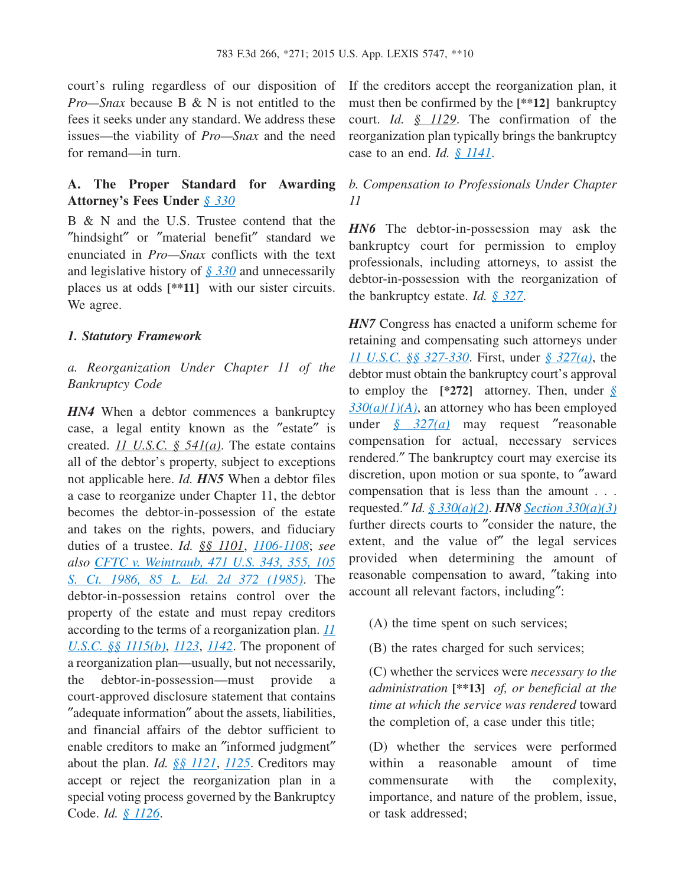court's ruling regardless of our disposition of *Pro—Snax* because B & N is not entitled to the fees it seeks under any standard. We address these issues—the viability of *Pro—Snax* and the need for remand—in turn.

### A. The Proper Standard for Awarding Attorney's Fees Under § 330

B & N and the U.S. Trustee contend that the ″hindsight″ or ″material benefit″ standard we enunciated in *Pro—Snax* conflicts with the text and legislative history of § 330 and unnecessarily places us at odds **[\*\*11]** with our sister circuits. We agree.

#### *1. Statutory Framework*

*a. Reorganization Under Chapter 11 of the Bankruptcy Code*

***HN4*** When a debtor commences a bankruptcy case, a legal entity known as the ″estate″ is created. 11 U.S.C. § 541(a). The estate contains all of the debtor's property, subject to exceptions not applicable here. *Id.* ***HN5*** When a debtor files a case to reorganize under Chapter 11, the debtor becomes the debtor-in-possession of the estate and takes on the rights, powers, and fiduciary duties of a trustee. *Id.* §§ 1101, 1106-1108; *see also* CFTC v. Weintraub, 471 U.S. 343, 355, 105 S. Ct. 1986, 85 L. Ed. 2d 372 (1985). The debtor-in-possession retains control over the property of the estate and must repay creditors according to the terms of a reorganization plan. 11 U.S.C. §§ 1115(b), 1123, 1142. The proponent of a reorganization plan—usually, but not necessarily, the debtor-in-possession—must provide a court-approved disclosure statement that contains ″adequate information″ about the assets, liabilities, and financial affairs of the debtor sufficient to enable creditors to make an ″informed judgment″ about the plan. *Id.* §§ 1121, 1125. Creditors may accept or reject the reorganization plan in a special voting process governed by the Bankruptcy Code. *Id.* § 1126.

If the creditors accept the reorganization plan, it must then be confirmed by the **[\*\*12]** bankruptcy court. *Id.* § 1129. The confirmation of the reorganization plan typically brings the bankruptcy case to an end. *Id.* § 1141.

*b. Compensation to Professionals Under Chapter 11*

***HN6*** The debtor-in-possession may ask the bankruptcy court for permission to employ professionals, including attorneys, to assist the debtor-in-possession with the reorganization of the bankruptcy estate. *Id.* § 327.

***HN7*** Congress has enacted a uniform scheme for retaining and compensating such attorneys under 11 U.S.C. §§ 327-330. First, under § 327(a), the debtor must obtain the bankruptcy court's approval to employ the **[\*272]** attorney. Then, under § 330(a)(1)(A), an attorney who has been employed under § 327(a) may request ″reasonable compensation for actual, necessary services rendered.″ The bankruptcy court may exercise its discretion, upon motion or sua sponte, to ″award compensation that is less than the amount . . . requested.″ *Id.* § 330(a)(2). ***HN8*** Section 330(a)(3) further directs courts to ″consider the nature, the extent, and the value of″ the legal services provided when determining the amount of reasonable compensation to award, ″taking into account all relevant factors, including″:

> (A) the time spent on such services;
>
> (B) the rates charged for such services;
>
> (C) whether the services were *necessary to the administration* **[\*\*13]** *of, or beneficial at the time at which the service was rendered* toward the completion of, a case under this title;
>
> (D) whether the services were performed within a reasonable amount of time commensurate with the complexity, importance, and nature of the problem, issue, or task addressed;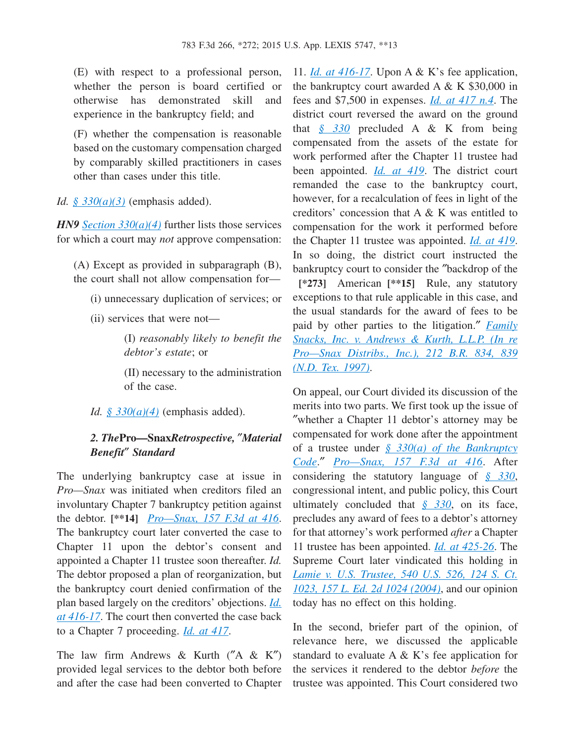(E) with respect to a professional person, whether the person is board certified or otherwise has demonstrated skill and experience in the bankruptcy field; and

(F) whether the compensation is reasonable based on the customary compensation charged by comparably skilled practitioners in cases other than cases under this title.

Id. § 330(a)(3) (emphasis added).

**HN9** Section 330(a)(4) further lists those services for which a court may *not* approve compensation:

(A) Except as provided in subparagraph (B), the court shall not allow compensation for—

(i) unnecessary duplication of services; or

(ii) services that were not—

(I) *reasonably likely to benefit the debtor's estate*; or

(II) necessary to the administration of the case.

Id. § 330(a)(4) (emphasis added).

### 2. *The* Pro—Snax *Retrospective, "Material Benefit" Standard*

The underlying bankruptcy case at issue in *Pro—Snax* was initiated when creditors filed an involuntary Chapter 7 bankruptcy petition against the debtor. **[\*\*14]** Pro—Snax, 157 F.3d at 416. The bankruptcy court later converted the case to Chapter 11 upon the debtor's consent and appointed a Chapter 11 trustee soon thereafter. Id. The debtor proposed a plan of reorganization, but the bankruptcy court denied confirmation of the plan based largely on the creditors' objections. Id. at 416-17. The court then converted the case back to a Chapter 7 proceeding. Id. at 417.

The law firm Andrews & Kurth ("A & K") provided legal services to the debtor both before and after the case had been converted to Chapter 11. Id. at 416-17. Upon A & K's fee application, the bankruptcy court awarded A & K $30,000 in fees and $7,500 in expenses. Id. at 417 n.4. The district court reversed the award on the ground that § 330 precluded A & K from being compensated from the assets of the estate for work performed after the Chapter 11 trustee had been appointed. Id. at 419. The district court remanded the case to the bankruptcy court, however, for a recalculation of fees in light of the creditors' concession that A & K was entitled to compensation for the work it performed before the Chapter 11 trustee was appointed. Id. at 419. In so doing, the district court instructed the bankruptcy court to consider the "backdrop of the **[\*273]** American **[\*\*15]** Rule, any statutory exceptions to that rule applicable in this case, and the usual standards for the award of fees to be paid by other parties to the litigation." Family Snacks, Inc. v. Andrews & Kurth, L.L.P. (In re Pro—Snax Distribs., Inc.), 212 B.R. 834, 839 (N.D. Tex. 1997).

On appeal, our Court divided its discussion of the merits into two parts. We first took up the issue of "whether a Chapter 11 debtor's attorney may be compensated for work done after the appointment of a trustee under § 330(a) of the Bankruptcy Code." Pro—Snax, 157 F.3d at 416. After considering the statutory language of § 330, congressional intent, and public policy, this Court ultimately concluded that § 330, on its face, precludes any award of fees to a debtor's attorney for that attorney's work performed *after* a Chapter 11 trustee has been appointed. Id. at 425-26. The Supreme Court later vindicated this holding in Lamie v. U.S. Trustee, 540 U.S. 526, 124 S. Ct. 1023, 157 L. Ed. 2d 1024 (2004), and our opinion today has no effect on this holding.

In the second, briefer part of the opinion, of relevance here, we discussed the applicable standard to evaluate A & K's fee application for the services it rendered to the debtor *before* the trustee was appointed. This Court considered two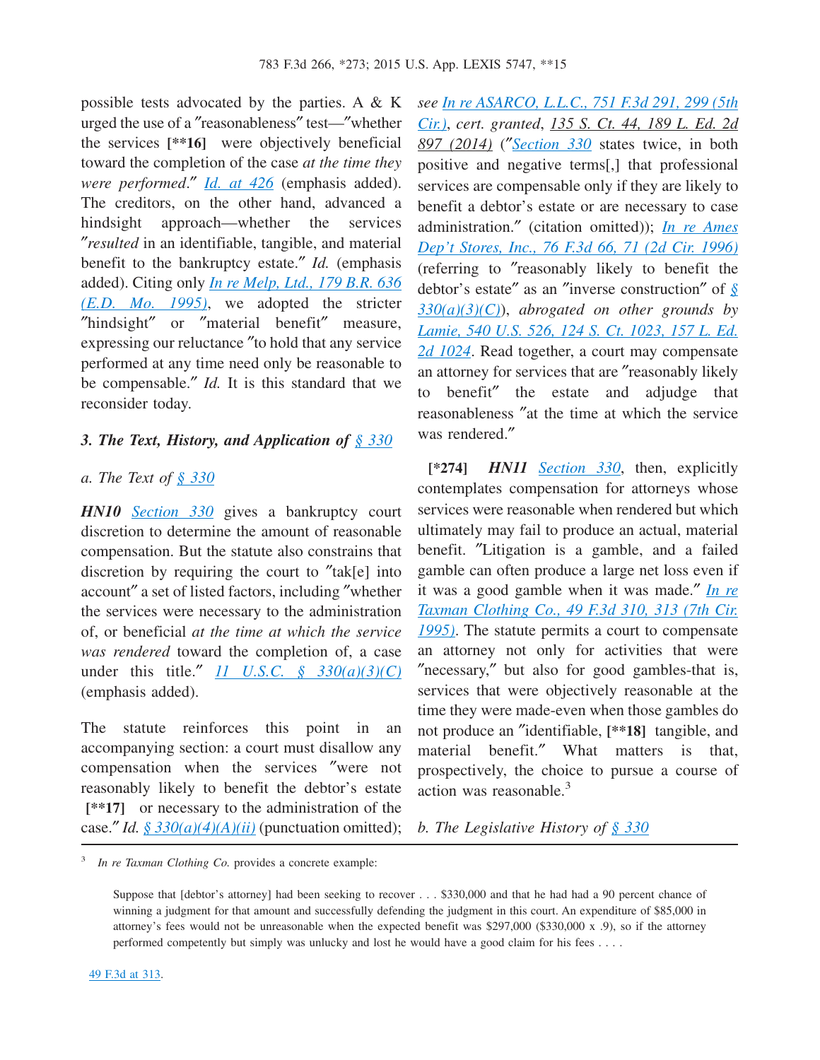possible tests advocated by the parties. A & K urged the use of a "reasonableness" test—"whether the services [**16] were objectively beneficial toward the completion of the case *at the time they were performed*." *Id. at 426* (emphasis added). The creditors, on the other hand, advanced a hindsight approach—whether the services "*resulted* in an identifiable, tangible, and material benefit to the bankruptcy estate." *Id.* (emphasis added). Citing only *In re Melp, Ltd., 179 B.R. 636 (E.D. Mo. 1995)*, we adopted the stricter "hindsight" or "material benefit" measure, expressing our reluctance "to hold that any service performed at any time need only be reasonable to be compensable." *Id.* It is this standard that we reconsider today.

### *3. The Text, History, and Application of § 330*

#### *a. The Text of § 330*

***HN10*** Section 330 gives a bankruptcy court discretion to determine the amount of reasonable compensation. But the statute also constrains that discretion by requiring the court to "tak[e] into account" a set of listed factors, including "whether the services were necessary to the administration of, or beneficial *at the time at which the service was rendered* toward the completion of, a case under this title." *11 U.S.C. § 330(a)(3)(C)* (emphasis added).

The statute reinforces this point in an accompanying section: a court must disallow any compensation when the services "were not reasonably likely to benefit the debtor's estate [**17] or necessary to the administration of the case." *Id. § 330(a)(4)(A)(ii)* (punctuation omitted); *see In re ASARCO, L.L.C., 751 F.3d 291, 299 (5th Cir.)*, *cert. granted*, 135 S. Ct. 44, 189 L. Ed. 2d 897 (2014) ("Section 330 states twice, in both positive and negative terms[,] that professional services are compensable only if they are likely to benefit a debtor's estate or are necessary to case administration." (citation omitted)); *In re Ames Dep't Stores, Inc., 76 F.3d 66, 71 (2d Cir. 1996)* (referring to "reasonably likely to benefit the debtor's estate" as an "inverse construction" of § 330(a)(3)(C)), *abrogated on other grounds by Lamie, 540 U.S. 526, 124 S. Ct. 1023, 157 L. Ed. 2d 1024*. Read together, a court may compensate an attorney for services that are "reasonably likely to benefit" the estate and adjudge that reasonableness "at the time at which the service was rendered."

[*274] ***HN11*** Section 330, then, explicitly contemplates compensation for attorneys whose services were reasonable when rendered but which ultimately may fail to produce an actual, material benefit. "Litigation is a gamble, and a failed gamble can often produce a large net loss even if it was a good gamble when it was made." *In re Taxman Clothing Co., 49 F.3d 310, 313 (7th Cir. 1995)*. The statute permits a court to compensate an attorney not only for activities that were "necessary," but also for good gambles-that is, services that were objectively reasonable at the time they were made-even when those gambles do not produce an "identifiable, [**18] tangible, and material benefit." What matters is that, prospectively, the choice to pursue a course of action was reasonable.[3]

#### *b. The Legislative History of § 330*

---

[3] *In re Taxman Clothing Co.* provides a concrete example:

> Suppose that [debtor's attorney] had been seeking to recover . . . $330,000 and that he had had a 90 percent chance of winning a judgment for that amount and successfully defending the judgment in this court. An expenditure of $85,000 in attorney's fees would not be unreasonable when the expected benefit was $297,000 ($330,000 x .9), so if the attorney performed competently but simply was unlucky and lost he would have a good claim for his fees . . . .

49 F.3d at 313.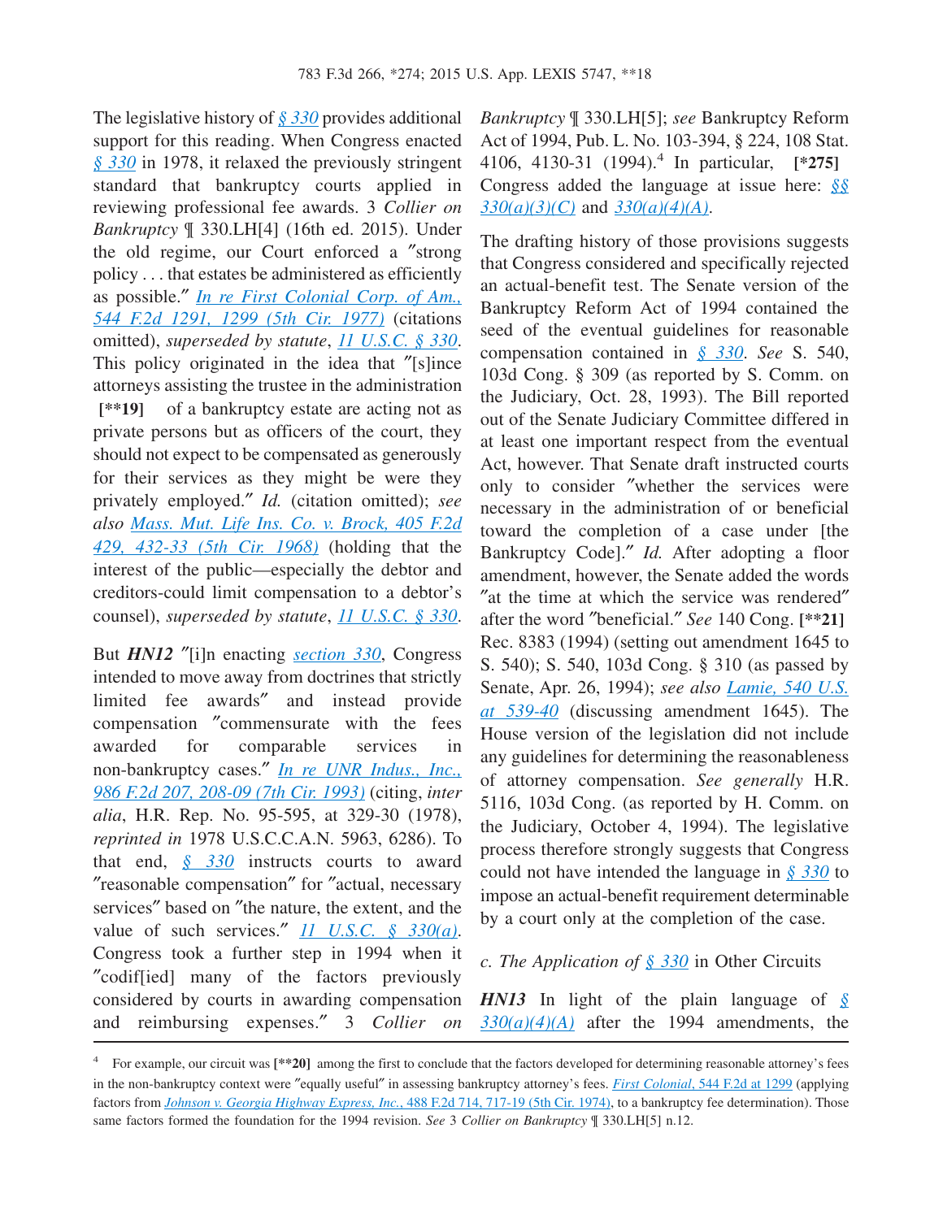The legislative history of § 330 provides additional support for this reading. When Congress enacted § 330 in 1978, it relaxed the previously stringent standard that bankruptcy courts applied in reviewing professional fee awards. 3 *Collier on Bankruptcy* ¶ 330.LH[4] (16th ed. 2015). Under the old regime, our Court enforced a "strong policy . . . that estates be administered as efficiently as possible." *In re First Colonial Corp. of Am., 544 F.2d 1291, 1299 (5th Cir. 1977)* (citations omitted), *superseded by statute*, *11 U.S.C. § 330*. This policy originated in the idea that "[s]ince attorneys assisting the trustee in the administration **[**19]** of a bankruptcy estate are acting not as private persons but as officers of the court, they should not expect to be compensated as generously for their services as they might be were they privately employed." *Id.* (citation omitted); *see also Mass. Mut. Life Ins. Co. v. Brock, 405 F.2d 429, 432-33 (5th Cir. 1968)* (holding that the interest of the public—especially the debtor and creditors-could limit compensation to a debtor's counsel), *superseded by statute*, *11 U.S.C. § 330*.

But ***HN12*** "[i]n enacting *section 330*, Congress intended to move away from doctrines that strictly limited fee awards" and instead provide compensation "commensurate with the fees awarded for comparable services in non-bankruptcy cases." *In re UNR Indus., Inc., 986 F.2d 207, 208-09 (7th Cir. 1993)* (citing, *inter alia*, H.R. Rep. No. 95-595, at 329-30 (1978), *reprinted in* 1978 U.S.C.C.A.N. 5963, 6286). To that end, *§ 330* instructs courts to award "reasonable compensation" for "actual, necessary services" based on "the nature, the extent, and the value of such services." *11 U.S.C. § 330(a)*. Congress took a further step in 1994 when it "codif[ied] many of the factors previously considered by courts in awarding compensation and reimbursing expenses." 3 *Collier on Bankruptcy* ¶ 330.LH[5]; *see* Bankruptcy Reform Act of 1994, Pub. L. No. 103-394, § 224, 108 Stat. 4106, 4130-31 (1994).[4] In particular, **[*275]** Congress added the language at issue here: *§§ 330(a)(3)(C)* and *330(a)(4)(A)*.

The drafting history of those provisions suggests that Congress considered and specifically rejected an actual-benefit test. The Senate version of the Bankruptcy Reform Act of 1994 contained the seed of the eventual guidelines for reasonable compensation contained in *§ 330*. *See* S. 540, 103d Cong. § 309 (as reported by S. Comm. on the Judiciary, Oct. 28, 1993). The Bill reported out of the Senate Judiciary Committee differed in at least one important respect from the eventual Act, however. That Senate draft instructed courts only to consider "whether the services were necessary in the administration of or beneficial toward the completion of a case under [the Bankruptcy Code]." *Id.* After adopting a floor amendment, however, the Senate added the words "at the time at which the service was rendered" after the word "beneficial." *See* 140 Cong. **[**21]** Rec. 8383 (1994) (setting out amendment 1645 to S. 540); S. 540, 103d Cong. § 310 (as passed by Senate, Apr. 26, 1994); *see also Lamie, 540 U.S. at 539-40* (discussing amendment 1645). The House version of the legislation did not include any guidelines for determining the reasonableness of attorney compensation. *See generally* H.R. 5116, 103d Cong. (as reported by H. Comm. on the Judiciary, October 4, 1994). The legislative process therefore strongly suggests that Congress could not have intended the language in *§ 330* to impose an actual-benefit requirement determinable by a court only at the completion of the case.

*c. The Application of § 330* in Other Circuits

***HN13*** In light of the plain language of *§ 330(a)(4)(A)* after the 1994 amendments, the

---

[4] For example, our circuit was **[**20]** among the first to conclude that the factors developed for determining reasonable attorney's fees in the non-bankruptcy context were "equally useful" in assessing bankruptcy attorney's fees. *First Colonial*, 544 F.2d at 1299 (applying factors from *Johnson v. Georgia Highway Express, Inc.*, 488 F.2d 714, 717-19 (5th Cir. 1974), to a bankruptcy fee determination). Those same factors formed the foundation for the 1994 revision. *See* 3 *Collier on Bankruptcy* ¶ 330.LH[5] n.12.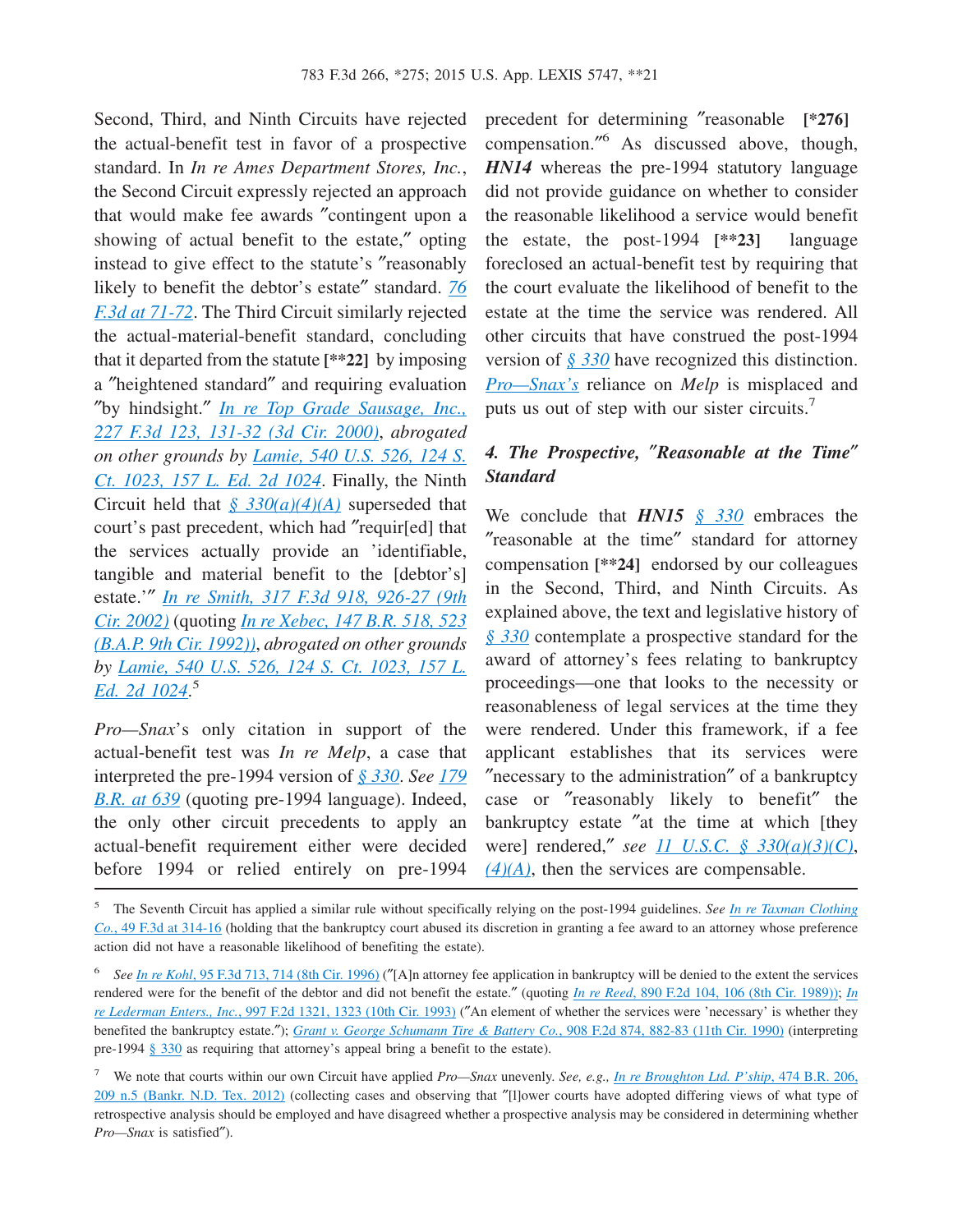Second, Third, and Ninth Circuits have rejected the actual-benefit test in favor of a prospective standard. In *In re Ames Department Stores, Inc.*, the Second Circuit expressly rejected an approach that would make fee awards ″contingent upon a showing of actual benefit to the estate,″ opting instead to give effect to the statute's ″reasonably likely to benefit the debtor's estate″ standard. 76 F.3d at 71-72. The Third Circuit similarly rejected the actual-material-benefit standard, concluding that it departed from the statute **[\*\*22]** by imposing a ″heightened standard″ and requiring evaluation ″by hindsight.″ *In re Top Grade Sausage, Inc., 227 F.3d 123, 131-32 (3d Cir. 2000)*, *abrogated on other grounds by* *Lamie, 540 U.S. 526, 124 S. Ct. 1023, 157 L. Ed. 2d 1024*. Finally, the Ninth Circuit held that *§ 330(a)(4)(A)* superseded that court's past precedent, which had ″requir[ed] that the services actually provide an 'identifiable, tangible and material benefit to the [debtor's] estate.'″ *In re Smith, 317 F.3d 918, 926-27 (9th Cir. 2002)* (quoting *In re Xebec, 147 B.R. 518, 523 (B.A.P. 9th Cir. 1992))*, *abrogated on other grounds by* *Lamie, 540 U.S. 526, 124 S. Ct. 1023, 157 L. Ed. 2d 1024*.[5]

*Pro—Snax*'s only citation in support of the actual-benefit test was *In re Melp*, a case that interpreted the pre-1994 version of *§ 330*. *See* 179 B.R. at 639 (quoting pre-1994 language). Indeed, the only other circuit precedents to apply an actual-benefit requirement either were decided before 1994 or relied entirely on pre-1994 precedent for determining ″reasonable **[\*276]** compensation.″[6] As discussed above, though, ***HN14*** whereas the pre-1994 statutory language did not provide guidance on whether to consider the reasonable likelihood a service would benefit the estate, the post-1994 **[\*\*23]** language foreclosed an actual-benefit test by requiring that the court evaluate the likelihood of benefit to the estate at the time the service was rendered. All other circuits that have construed the post-1994 version of *§ 330* have recognized this distinction. *Pro—Snax's* reliance on *Melp* is misplaced and puts us out of step with our sister circuits.[7]

### *4. The Prospective, ″Reasonable at the Time″ Standard*

We conclude that ***HN15*** *§ 330* embraces the ″reasonable at the time″ standard for attorney compensation **[\*\*24]** endorsed by our colleagues in the Second, Third, and Ninth Circuits. As explained above, the text and legislative history of *§ 330* contemplate a prospective standard for the award of attorney's fees relating to bankruptcy proceedings—one that looks to the necessity or reasonableness of legal services at the time they were rendered. Under this framework, if a fee applicant establishes that its services were ″necessary to the administration″ of a bankruptcy case or ″reasonably likely to benefit″ the bankruptcy estate ″at the time at which [they were] rendered,″ *see* *11 U.S.C. § 330(a)(3)(C)*, *(4)(A)*, then the services are compensable.

---

[5] The Seventh Circuit has applied a similar rule without specifically relying on the post-1994 guidelines. *See* *In re Taxman Clothing Co.*, 49 F.3d at 314-16 (holding that the bankruptcy court abused its discretion in granting a fee award to an attorney whose preference action did not have a reasonable likelihood of benefiting the estate).

[6] *See* *In re Kohl*, 95 F.3d 713, 714 (8th Cir. 1996) (″[A]n attorney fee application in bankruptcy will be denied to the extent the services rendered were for the benefit of the debtor and did not benefit the estate.″ (quoting *In re Reed*, 890 F.2d 104, 106 (8th Cir. 1989)); *In re Lederman Enters., Inc.*, 997 F.2d 1321, 1323 (10th Cir. 1993) (″An element of whether the services were 'necessary' is whether they benefited the bankruptcy estate.″); *Grant v. George Schumann Tire & Battery Co.*, 908 F.2d 874, 882-83 (11th Cir. 1990) (interpreting pre-1994 § 330 as requiring that attorney's appeal bring a benefit to the estate).

[7] We note that courts within our own Circuit have applied *Pro—Snax* unevenly. *See, e.g.*, *In re Broughton Ltd. P'ship*, 474 B.R. 206, 209 n.5 (Bankr. N.D. Tex. 2012) (collecting cases and observing that ″[l]ower courts have adopted differing views of what type of retrospective analysis should be employed and have disagreed whether a prospective analysis may be considered in determining whether *Pro—Snax* is satisfied″).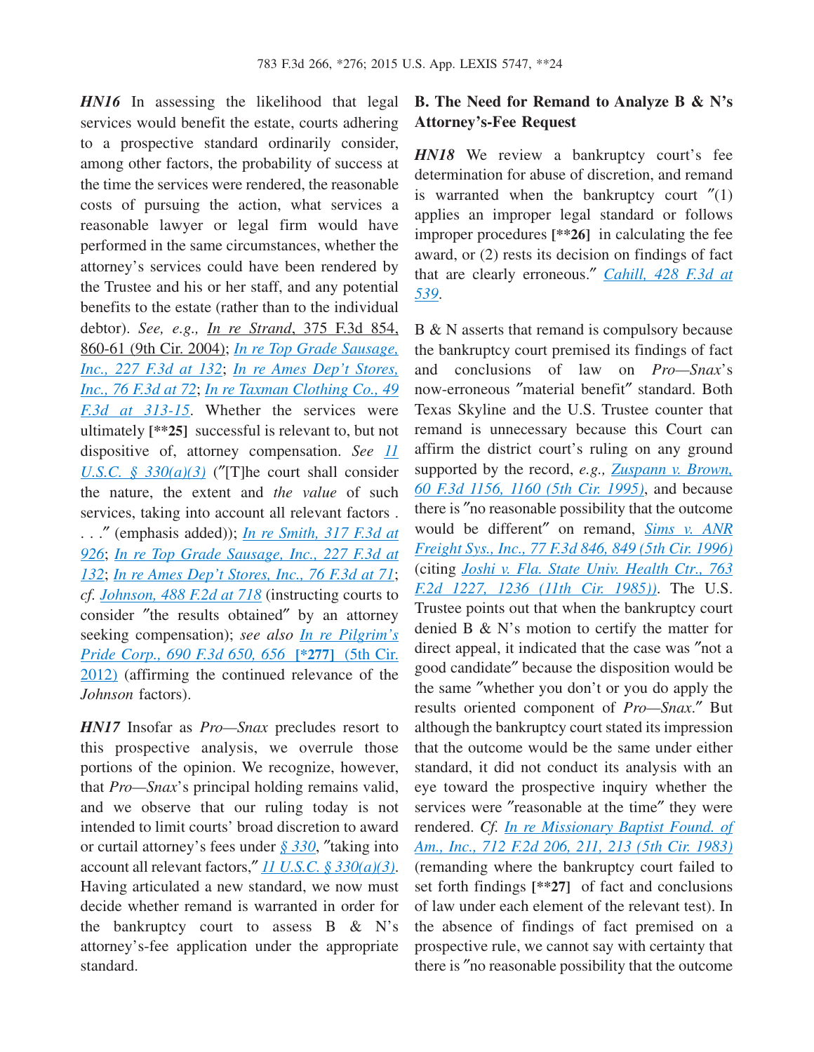*HN16* In assessing the likelihood that legal services would benefit the estate, courts adhering to a prospective standard ordinarily consider, among other factors, the probability of success at the time the services were rendered, the reasonable costs of pursuing the action, what services a reasonable lawyer or legal firm would have performed in the same circumstances, whether the attorney's services could have been rendered by the Trustee and his or her staff, and any potential benefits to the estate (rather than to the individual debtor). *See, e.g.*, In re Strand, 375 F.3d 854, 860-61 (9th Cir. 2004); *In re Top Grade Sausage, Inc., 227 F.3d at 132*; *In re Ames Dep't Stores, Inc., 76 F.3d at 72*; *In re Taxman Clothing Co., 49 F.3d at 313-15*. Whether the services were ultimately **[\*\*25]** successful is relevant to, but not dispositive of, attorney compensation. *See 11 U.S.C. § 330(a)(3)* ("[T]he court shall consider the nature, the extent and *the value* of such services, taking into account all relevant factors . . ." (emphasis added)); *In re Smith, 317 F.3d at 926*; *In re Top Grade Sausage, Inc., 227 F.3d at 132*; *In re Ames Dep't Stores, Inc., 76 F.3d at 71*; *cf. Johnson, 488 F.2d at 718* (instructing courts to consider "the results obtained" by an attorney seeking compensation); *see also In re Pilgrim's Pride Corp., 690 F.3d 650, 656* **[\*277]** *(5th Cir. 2012)* (affirming the continued relevance of the *Johnson* factors).

*HN17* Insofar as *Pro—Snax* precludes resort to this prospective analysis, we overrule those portions of the opinion. We recognize, however, that *Pro—Snax*'s principal holding remains valid, and we observe that our ruling today is not intended to limit courts' broad discretion to award or curtail attorney's fees under *§ 330*, "taking into account all relevant factors," *11 U.S.C. § 330(a)(3)*. Having articulated a new standard, we now must decide whether remand is warranted in order for the bankruptcy court to assess B & N's attorney's-fee application under the appropriate standard.

## B. The Need for Remand to Analyze B & N's Attorney's-Fee Request

*HN18* We review a bankruptcy court's fee determination for abuse of discretion, and remand is warranted when the bankruptcy court "(1) applies an improper legal standard or follows improper procedures **[\*\*26]** in calculating the fee award, or (2) rests its decision on findings of fact that are clearly erroneous." *Cahill, 428 F.3d at 539*.

B & N asserts that remand is compulsory because the bankruptcy court premised its findings of fact and conclusions of law on *Pro—Snax*'s now-erroneous "material benefit" standard. Both Texas Skyline and the U.S. Trustee counter that remand is unnecessary because this Court can affirm the district court's ruling on any ground supported by the record, *e.g., Zuspann v. Brown, 60 F.3d 1156, 1160 (5th Cir. 1995)*, and because there is "no reasonable possibility that the outcome would be different" on remand, *Sims v. ANR Freight Sys., Inc., 77 F.3d 846, 849 (5th Cir. 1996)* (citing *Joshi v. Fla. State Univ. Health Ctr., 763 F.2d 1227, 1236 (11th Cir. 1985)*). The U.S. Trustee points out that when the bankruptcy court denied B & N's motion to certify the matter for direct appeal, it indicated that the case was "not a good candidate" because the disposition would be the same "whether you don't or you do apply the results oriented component of *Pro—Snax*." But although the bankruptcy court stated its impression that the outcome would be the same under either standard, it did not conduct its analysis with an eye toward the prospective inquiry whether the services were "reasonable at the time" they were rendered. *Cf. In re Missionary Baptist Found. of Am., Inc., 712 F.2d 206, 211, 213 (5th Cir. 1983)* (remanding where the bankruptcy court failed to set forth findings **[\*\*27]** of fact and conclusions of law under each element of the relevant test). In the absence of findings of fact premised on a prospective rule, we cannot say with certainty that there is "no reasonable possibility that the outcome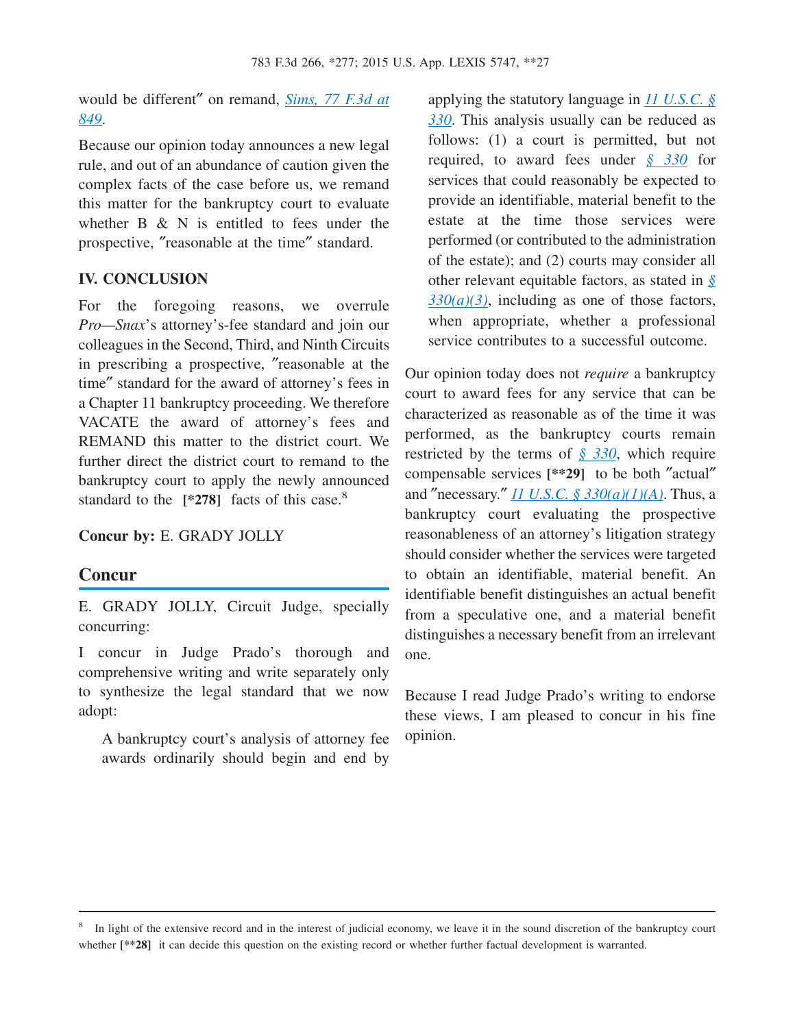would be different″ on remand, *Sims, 77 F.3d at 849*.

Because our opinion today announces a new legal rule, and out of an abundance of caution given the complex facts of the case before us, we remand this matter for the bankruptcy court to evaluate whether B & N is entitled to fees under the prospective, ″reasonable at the time″ standard.

**IV. CONCLUSION**

For the foregoing reasons, we overrule *Pro—Snax*'s attorney's-fee standard and join our colleagues in the Second, Third, and Ninth Circuits in prescribing a prospective, ″reasonable at the time″ standard for the award of attorney's fees in a Chapter 11 bankruptcy proceeding. We therefore VACATE the award of attorney's fees and REMAND this matter to the district court. We further direct the district court to remand to the bankruptcy court to apply the newly announced standard to the **[*278]** facts of this case.[8]

**Concur by:** E. GRADY JOLLY

## Concur

E. GRADY JOLLY, Circuit Judge, specially concurring:

I concur in Judge Prado's thorough and comprehensive writing and write separately only to synthesize the legal standard that we now adopt:

> A bankruptcy court's analysis of attorney fee awards ordinarily should begin and end by applying the statutory language in 11 U.S.C. § 330. This analysis usually can be reduced as follows: (1) a court is permitted, but not required, to award fees under § 330 for services that could reasonably be expected to provide an identifiable, material benefit to the estate at the time those services were performed (or contributed to the administration of the estate); and (2) courts may consider all other relevant equitable factors, as stated in § 330(a)(3), including as one of those factors, when appropriate, whether a professional service contributes to a successful outcome.

Our opinion today does not *require* a bankruptcy court to award fees for any service that can be characterized as reasonable as of the time it was performed, as the bankruptcy courts remain restricted by the terms of § 330, which require compensable services **[**29]** to be both ″actual″ and ″necessary.″ 11 U.S.C. § 330(a)(1)(A). Thus, a bankruptcy court evaluating the prospective reasonableness of an attorney's litigation strategy should consider whether the services were targeted to obtain an identifiable, material benefit. An identifiable benefit distinguishes an actual benefit from a speculative one, and a material benefit distinguishes a necessary benefit from an irrelevant one.

Because I read Judge Prado's writing to endorse these views, I am pleased to concur in his fine opinion.

---

[8] In light of the extensive record and in the interest of judicial economy, we leave it in the sound discretion of the bankruptcy court whether **[**28]** it can decide this question on the existing record or whether further factual development is warranted.